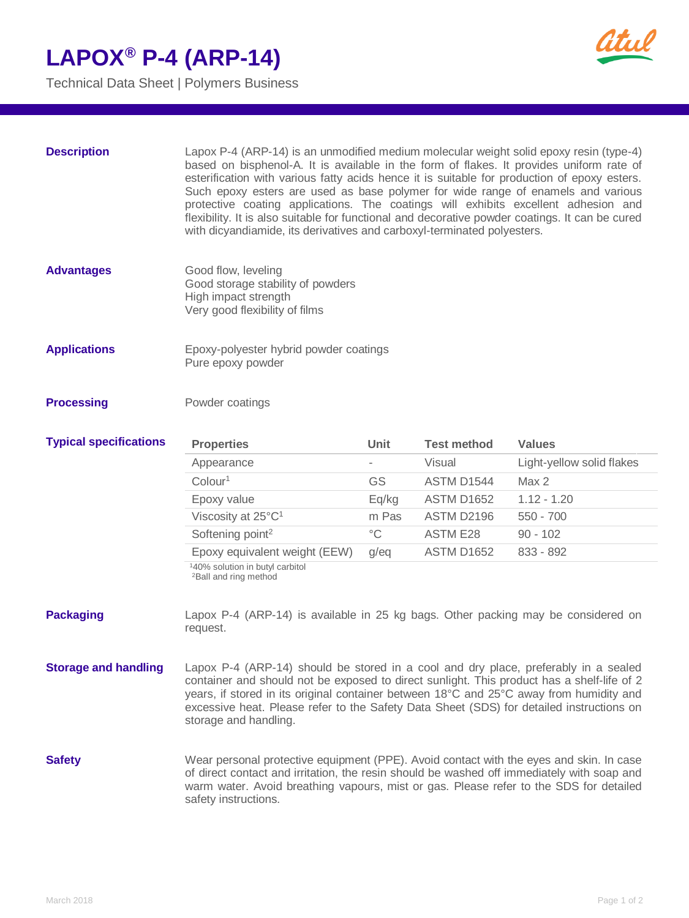# LAPOX® P-4 (ARP-14)

Technical Data Sheet | Polymers Business

## Description

Lapox P-4 (ARP-14) is an unmodified medium molecular weight solid epoxy resin (type-4) based on bisphenol-A. It is available in the form of flakes. It provides uniform rate of esterification with various fatty acids hence it is suitable for production of epoxy esters. Such epoxy esters are used as base polymer for wide range of enamels and various protective coating applications. The coatings will exhibits excellent adhesion and flexibility. It is also suitable for functional and decorative powder coatings. It can be cured with dicyandiamide, its derivatives and carboxyl-terminated polyesters.

## Advantages

Good flow, leveling
Good storage stability of powders
High impact strength
Very good flexibility of films

## Applications

Epoxy-polyester hybrid powder coatings
Pure epoxy powder

## Processing

Powder coatings

## Typical specifications

| Properties | Unit | Test method | Values |
|---|---|---|---|
| Appearance | - | Visual | Light-yellow solid flakes |
| Colour[1] | GS | ASTM D1544 | Max 2 |
| Epoxy value | Eq/kg | ASTM D1652 | 1.12 - 1.20 |
| Viscosity at 25°C[1] | m Pas | ASTM D2196 | 550 - 700 |
| Softening point[2] | °C | ASTM E28 | 90 - 102 |
| Epoxy equivalent weight (EEW) | g/eq | ASTM D1652 | 833 - 892 |

[1]40% solution in butyl carbitol
[2]Ball and ring method

## Packaging

Lapox P-4 (ARP-14) is available in 25 kg bags. Other packing may be considered on request.

## Storage and handling

Lapox P-4 (ARP-14) should be stored in a cool and dry place, preferably in a sealed container and should not be exposed to direct sunlight. This product has a shelf-life of 2 years, if stored in its original container between 18°C and 25°C away from humidity and excessive heat. Please refer to the Safety Data Sheet (SDS) for detailed instructions on storage and handling.

## Safety

Wear personal protective equipment (PPE). Avoid contact with the eyes and skin. In case of direct contact and irritation, the resin should be washed off immediately with soap and warm water. Avoid breathing vapours, mist or gas. Please refer to the SDS for detailed safety instructions.

March 2018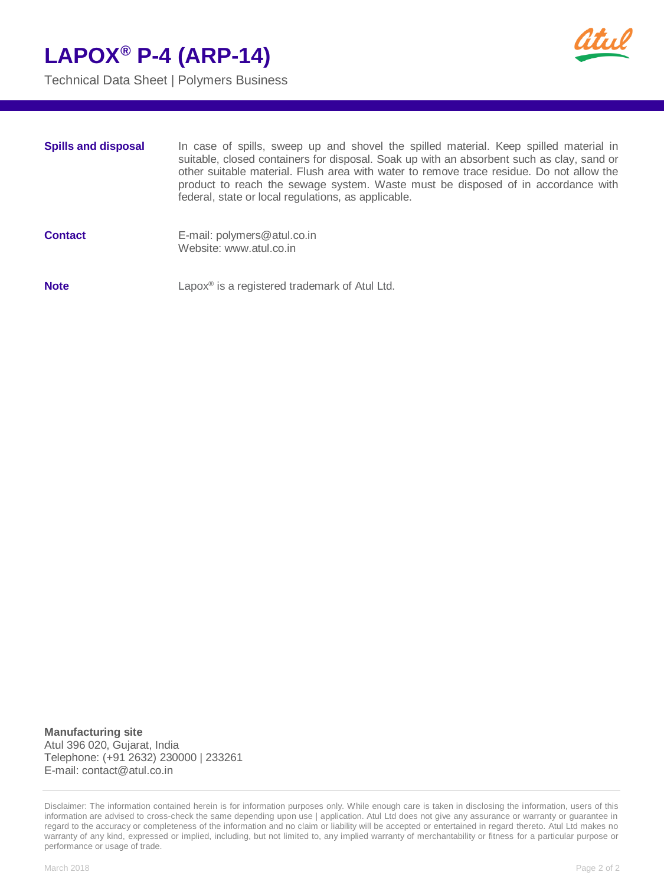**Spills and disposal**

In case of spills, sweep up and shovel the spilled material. Keep spilled material in suitable, closed containers for disposal. Soak up with an absorbent such as clay, sand or other suitable material. Flush area with water to remove trace residue. Do not allow the product to reach the sewage system. Waste must be disposed of in accordance with federal, state or local regulations, as applicable.

**Contact**

E-mail: polymers@atul.co.in
Website: www.atul.co.in

**Note**

Lapox® is a registered trademark of Atul Ltd.

**Manufacturing site**
Atul 396 020, Gujarat, India
Telephone: (+91 2632) 230000 | 233261
E-mail: contact@atul.co.in

Disclaimer: The information contained herein is for information purposes only. While enough care is taken in disclosing the information, users of this information are advised to cross-check the same depending upon use | application. Atul Ltd does not give any assurance or warranty or guarantee in regard to the accuracy or completeness of the information and no claim or liability will be accepted or entertained in regard thereto. Atul Ltd makes no warranty of any kind, expressed or implied, including, but not limited to, any implied warranty of merchantability or fitness for a particular purpose or performance or usage of trade.

March 2018